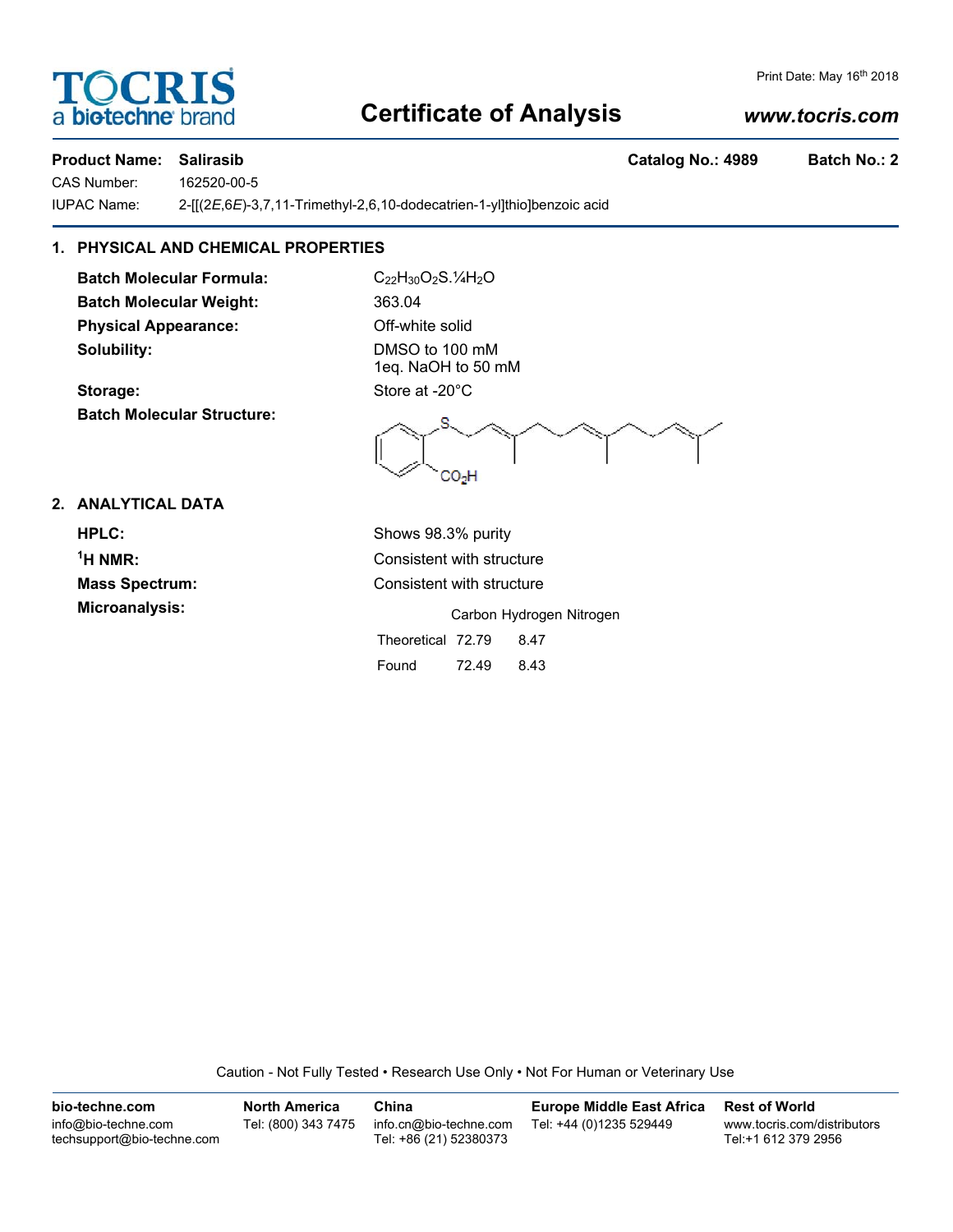TOCRIS
a biotechne brand

Print Date: May 16th 2018

# Certificate of Analysis

www.tocris.com

**Product Name: Salirasib** **Catalog No.: 4989** **Batch No.: 2**

CAS Number: 162520-00-5

IUPAC Name: 2-[[(2*E*,6*E*)-3,7,11-Trimethyl-2,6,10-dodecatrien-1-yl]thio]benzoic acid

## 1. PHYSICAL AND CHEMICAL PROPERTIES

**Batch Molecular Formula:** $C_{22}H_{30}O_2S.\frac{1}{4}H_2O$

**Batch Molecular Weight:** 363.04

**Physical Appearance:** Off-white solid

**Solubility:** DMSO to 100 mM
1eq. NaOH to 50 mM

**Storage:** Store at -20°C

**Batch Molecular Structure:**

## 2. ANALYTICAL DATA

**HPLC:** Shows 98.3% purity

**$^1$H NMR:** Consistent with structure

**Mass Spectrum:** Consistent with structure

**Microanalysis:**

| | Carbon | Hydrogen | Nitrogen |
|---|---|---|---|
| Theoretical | 72.79 | 8.47 | |
| Found | 72.49 | 8.43 | |

Caution - Not Fully Tested • Research Use Only • Not For Human or Veterinary Use

**bio-techne.com**
info@bio-techne.com
techsupport@bio-techne.com

**North America**
Tel: (800) 343 7475

**China**
info.cn@bio-techne.com
Tel: +86 (21) 52380373

**Europe Middle East Africa**
Tel: +44 (0)1235 529449

**Rest of World**
www.tocris.com/distributors
Tel:+1 612 379 2956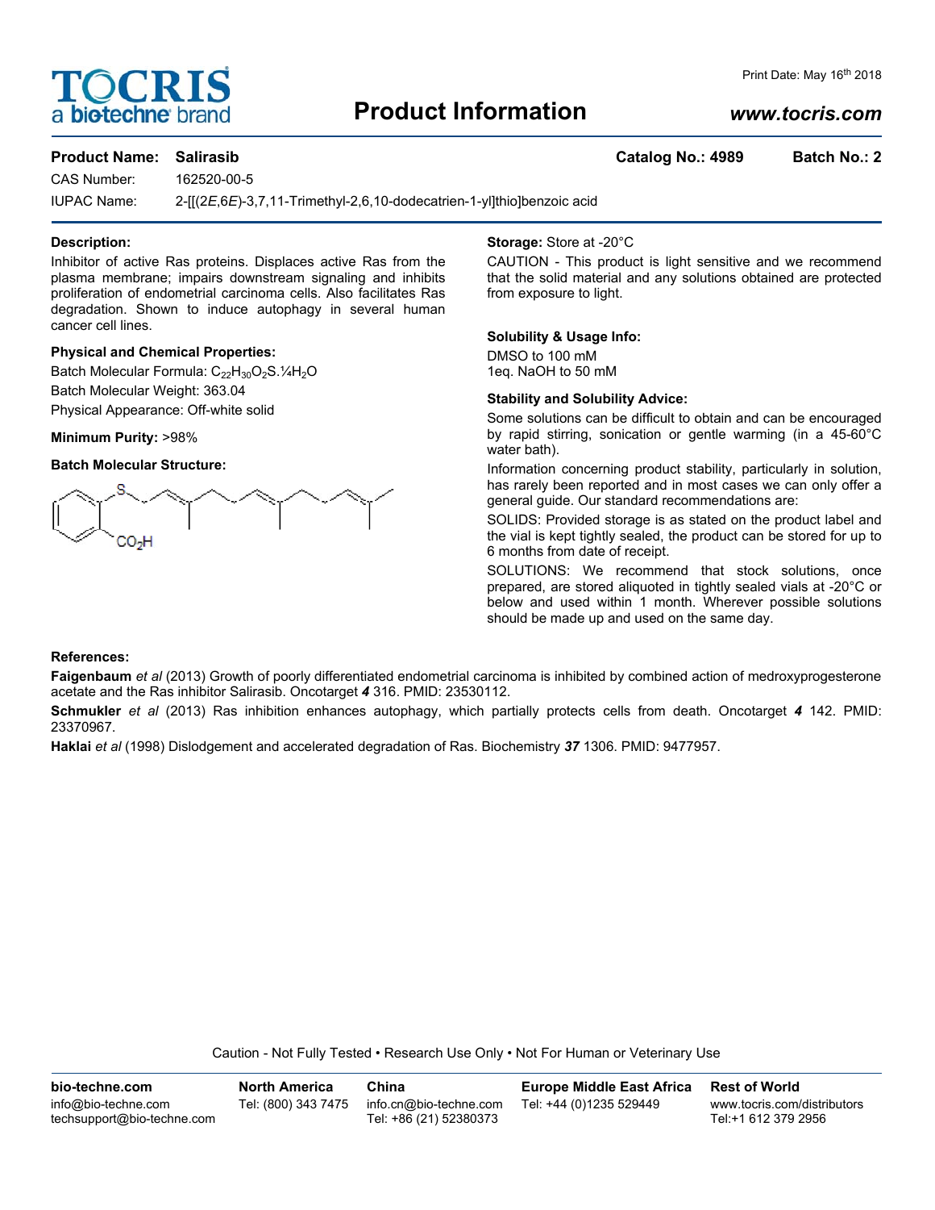# Product Information

**Product Name:** **Salirasib** **Catalog No.: 4989** **Batch No.: 2**

CAS Number: 162520-00-5

IUPAC Name: 2-[[(2*E*,6*E*)-3,7,11-Trimethyl-2,6,10-dodecatrien-1-yl]thio]benzoic acid

### Description:

Inhibitor of active Ras proteins. Displaces active Ras from the plasma membrane; impairs downstream signaling and inhibits proliferation of endometrial carcinoma cells. Also facilitates Ras degradation. Shown to induce autophagy in several human cancer cell lines.

### Physical and Chemical Properties:

Batch Molecular Formula: $C_{22}H_{30}O_2S.¼H_2O$

Batch Molecular Weight: 363.04

Physical Appearance: Off-white solid

**Minimum Purity:** >98%

### Batch Molecular Structure:

S

$CO_2H$

**Storage:** Store at -20°C

CAUTION - This product is light sensitive and we recommend that the solid material and any solutions obtained are protected from exposure to light.

### Solubility & Usage Info:

DMSO to 100 mM

1eq. NaOH to 50 mM

### Stability and Solubility Advice:

Some solutions can be difficult to obtain and can be encouraged by rapid stirring, sonication or gentle warming (in a 45-60°C water bath).

Information concerning product stability, particularly in solution, has rarely been reported and in most cases we can only offer a general guide. Our standard recommendations are:

SOLIDS: Provided storage is as stated on the product label and the vial is kept tightly sealed, the product can be stored for up to 6 months from date of receipt.

SOLUTIONS: We recommend that stock solutions, once prepared, are stored aliquoted in tightly sealed vials at -20°C or below and used within 1 month. Wherever possible solutions should be made up and used on the same day.

### References:

**Faigenbaum** *et al* (2013) Growth of poorly differentiated endometrial carcinoma is inhibited by combined action of medroxyprogesterone acetate and the Ras inhibitor Salirasib. Oncotarget ***4*** 316. PMID: 23530112.

**Schmukler** *et al* (2013) Ras inhibition enhances autophagy, which partially protects cells from death. Oncotarget ***4*** 142. PMID: 23370967.

**Haklai** *et al* (1998) Dislodgement and accelerated degradation of Ras. Biochemistry ***37*** 1306. PMID: 9477957.

Caution - Not Fully Tested • Research Use Only • Not For Human or Veterinary Use